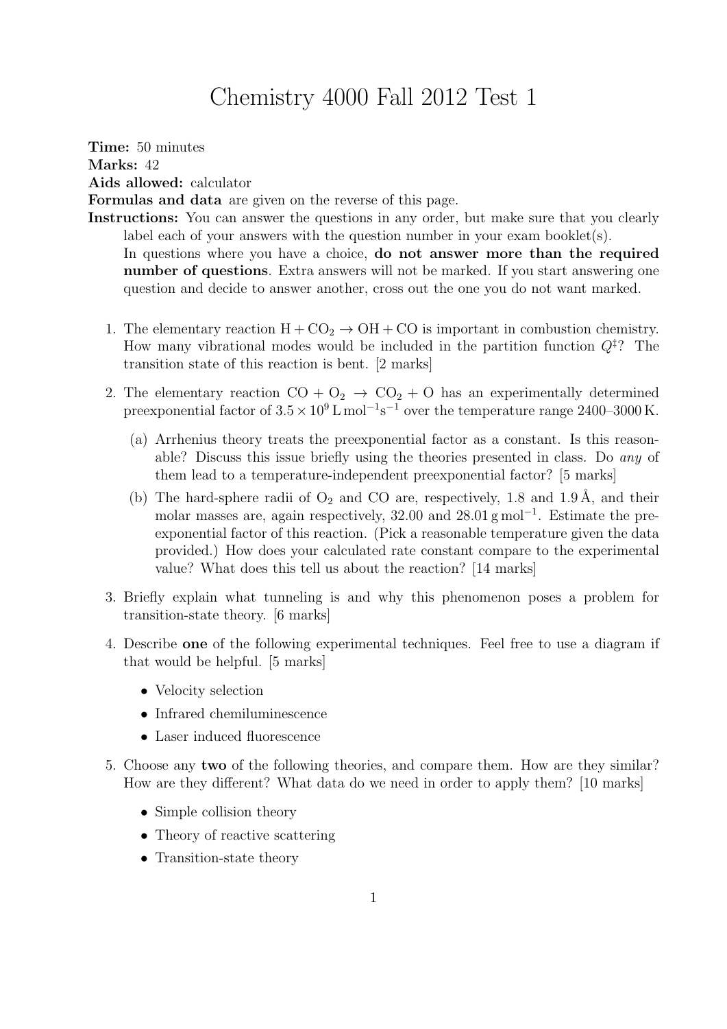# Chemistry 4000 Fall 2012 Test 1

**Time:** 50 minutes
**Marks:** 42
**Aids allowed:** calculator
**Formulas and data** are given on the reverse of this page.
**Instructions:** You can answer the questions in any order, but make sure that you clearly label each of your answers with the question number in your exam booklet(s).
In questions where you have a choice, **do not answer more than the required number of questions**. Extra answers will not be marked. If you start answering one question and decide to answer another, cross out the one you do not want marked.

1. The elementary reaction $H + CO_2 \rightarrow OH + CO$ is important in combustion chemistry. How many vibrational modes would be included in the partition function $Q^{\ddagger}$? The transition state of this reaction is bent. [2 marks]

2. The elementary reaction $CO + O_2 \rightarrow CO_2 + O$ has an experimentally determined preexponential factor of $3.5 \times 10^9\,\text{L}\,\text{mol}^{-1}\text{s}^{-1}$ over the temperature range 2400–3000 K.

   (a) Arrhenius theory treats the preexponential factor as a constant. Is this reasonable? Discuss this issue briefly using the theories presented in class. Do *any* of them lead to a temperature-independent preexponential factor? [5 marks]

   (b) The hard-sphere radii of $O_2$ and CO are, respectively, 1.8 and 1.9 Å, and their molar masses are, again respectively, 32.00 and $28.01\,\text{g}\,\text{mol}^{-1}$. Estimate the preexponential factor of this reaction. (Pick a reasonable temperature given the data provided.) How does your calculated rate constant compare to the experimental value? What does this tell us about the reaction? [14 marks]

3. Briefly explain what tunneling is and why this phenomenon poses a problem for transition-state theory. [6 marks]

4. Describe **one** of the following experimental techniques. Feel free to use a diagram if that would be helpful. [5 marks]

   - Velocity selection
   - Infrared chemiluminescence
   - Laser induced fluorescence

5. Choose any **two** of the following theories, and compare them. How are they similar? How are they different? What data do we need in order to apply them? [10 marks]

   - Simple collision theory
   - Theory of reactive scattering
   - Transition-state theory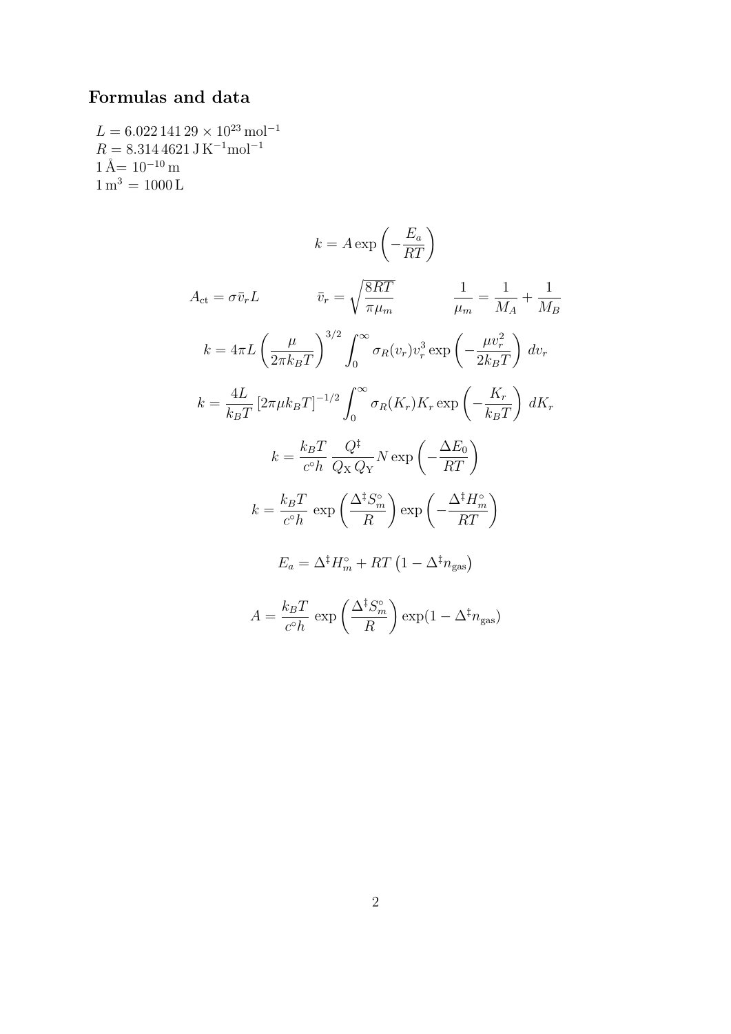## Formulas and data

$L = 6.022\,141\,29 \times 10^{23}\,\mathrm{mol}^{-1}$
$R = 8.314\,4621\,\mathrm{J\,K^{-1}mol^{-1}}$
$1\,\text{Å} = 10^{-10}\,\mathrm{m}$
$1\,\mathrm{m}^3 = 1000\,\mathrm{L}$

$$k = A \exp\left(-\frac{E_a}{RT}\right)$$

$$A_{\mathrm{ct}} = \sigma \bar{v}_r L \qquad \bar{v}_r = \sqrt{\frac{8RT}{\pi \mu_m}} \qquad \frac{1}{\mu_m} = \frac{1}{M_A} + \frac{1}{M_B}$$

$$k = 4\pi L \left(\frac{\mu}{2\pi k_B T}\right)^{3/2} \int_0^\infty \sigma_R(v_r) v_r^3 \exp\left(-\frac{\mu v_r^2}{2k_B T}\right)\, dv_r$$

$$k = \frac{4L}{k_B T}\left[2\pi \mu k_B T\right]^{-1/2} \int_0^\infty \sigma_R(K_r) K_r \exp\left(-\frac{K_r}{k_B T}\right)\, dK_r$$

$$k = \frac{k_B T}{c^\circ h}\, \frac{Q^\ddagger}{Q_{\mathrm{X}}\, Q_{\mathrm{Y}}} N \exp\left(-\frac{\Delta E_0}{RT}\right)$$

$$k = \frac{k_B T}{c^\circ h}\, \exp\left(\frac{\Delta^\ddagger S_m^\circ}{R}\right) \exp\left(-\frac{\Delta^\ddagger H_m^\circ}{RT}\right)$$

$$E_a = \Delta^\ddagger H_m^\circ + RT\left(1 - \Delta^\ddagger n_{\mathrm{gas}}\right)$$

$$A = \frac{k_B T}{c^\circ h}\, \exp\left(\frac{\Delta^\ddagger S_m^\circ}{R}\right) \exp(1 - \Delta^\ddagger n_{\mathrm{gas}})$$